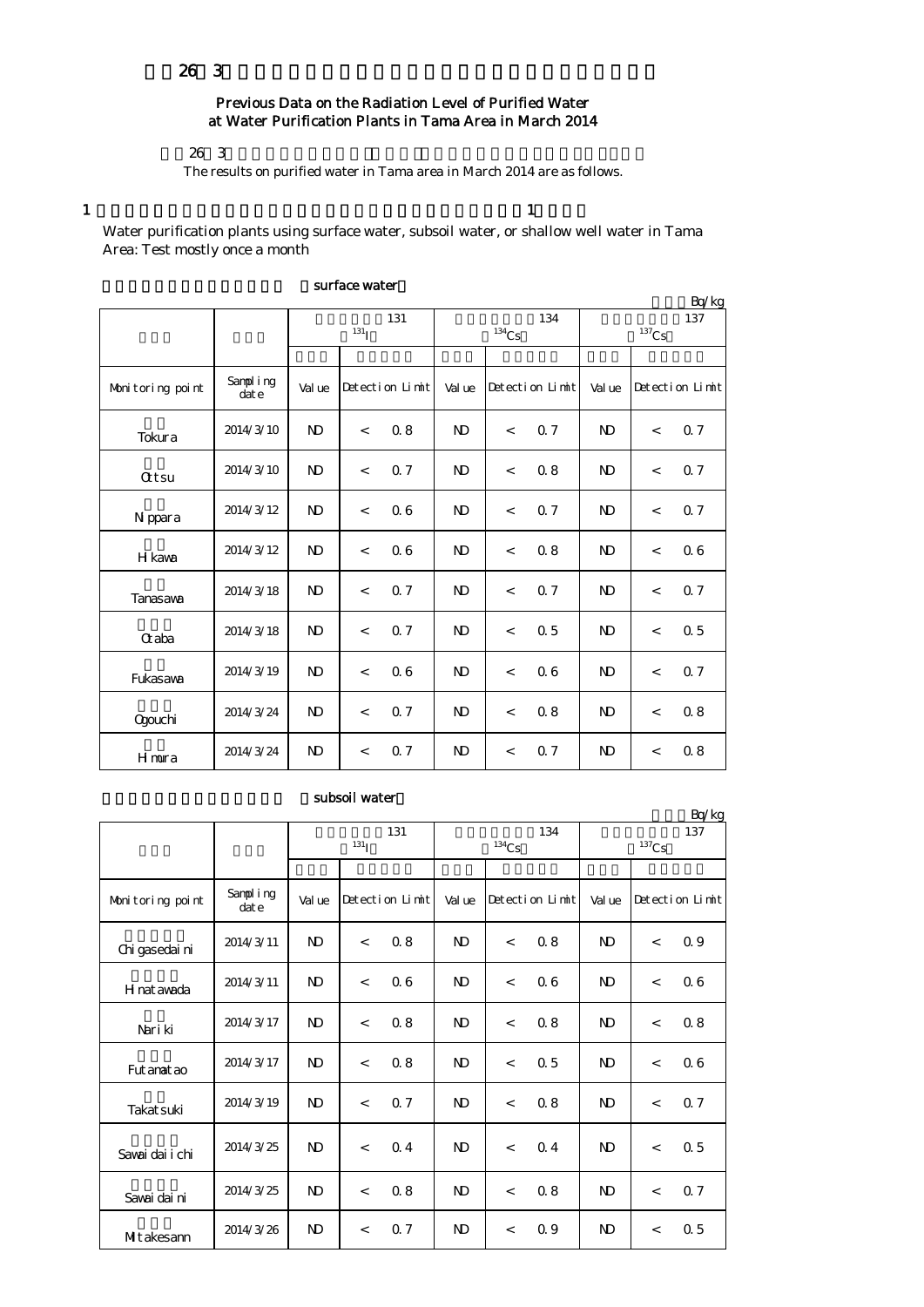26 3

Previous Data on the Radiation Level of Purified Water at Water Purification Plants in Tama Area in March 2014

26 3

The results on purified water in Tama area in March 2014 are as follows.

1 　　　　　　　　　　　　　　　　　　　　　　　　　　　　1

Water purification plants using surface water, subsoil water, or shallow well water in Tama Area: Test mostly once a month

surface water

Bq/kg

| | | 131 $^{131}I$ | | 134 $^{134}Cs$ | | 137 $^{137}Cs$ | |
|---|---|---|---|---|---|---|---|
| Monitoring point | Sampling date | Value | Detection Limit | Value | Detection Limit | Value | Detection Limit |
| Tokura | 2014/3/10 | ND | < 0.8 | ND | < 0.7 | ND | < 0.7 |
| Ottsu | 2014/3/10 | ND | < 0.7 | ND | < 0.8 | ND | < 0.7 |
| Nippara | 2014/3/12 | ND | < 0.6 | ND | < 0.7 | ND | < 0.7 |
| Hikawa | 2014/3/12 | ND | < 0.6 | ND | < 0.8 | ND | < 0.6 |
| Tanasawa | 2014/3/18 | ND | < 0.7 | ND | < 0.7 | ND | < 0.7 |
| Otaba | 2014/3/18 | ND | < 0.7 | ND | < 0.5 | ND | < 0.5 |
| Fukasawa | 2014/3/19 | ND | < 0.6 | ND | < 0.6 | ND | < 0.7 |
| Ogouchi | 2014/3/24 | ND | < 0.7 | ND | < 0.8 | ND | < 0.8 |
| Himura | 2014/3/24 | ND | < 0.7 | ND | < 0.7 | ND | < 0.8 |

subsoil water

Bq/kg

| | | 131 $^{131}I$ | | 134 $^{134}Cs$ | | 137 $^{137}Cs$ | |
|---|---|---|---|---|---|---|---|
| Monitoring point | Sampling date | Value | Detection Limit | Value | Detection Limit | Value | Detection Limit |
| Chigasedaini | 2014/3/11 | ND | < 0.8 | ND | < 0.8 | ND | < 0.9 |
| Hinatawada | 2014/3/11 | ND | < 0.6 | ND | < 0.6 | ND | < 0.6 |
| Nariki | 2014/3/17 | ND | < 0.8 | ND | < 0.8 | ND | < 0.8 |
| Futamatao | 2014/3/17 | ND | < 0.8 | ND | < 0.5 | ND | < 0.6 |
| Takatsuki | 2014/3/19 | ND | < 0.7 | ND | < 0.8 | ND | < 0.7 |
| Sawaidaiichi | 2014/3/25 | ND | < 0.4 | ND | < 0.4 | ND | < 0.5 |
| Sawaidaini | 2014/3/25 | ND | < 0.8 | ND | < 0.8 | ND | < 0.7 |
| Mitakesann | 2014/3/26 | ND | < 0.7 | ND | < 0.9 | ND | < 0.5 |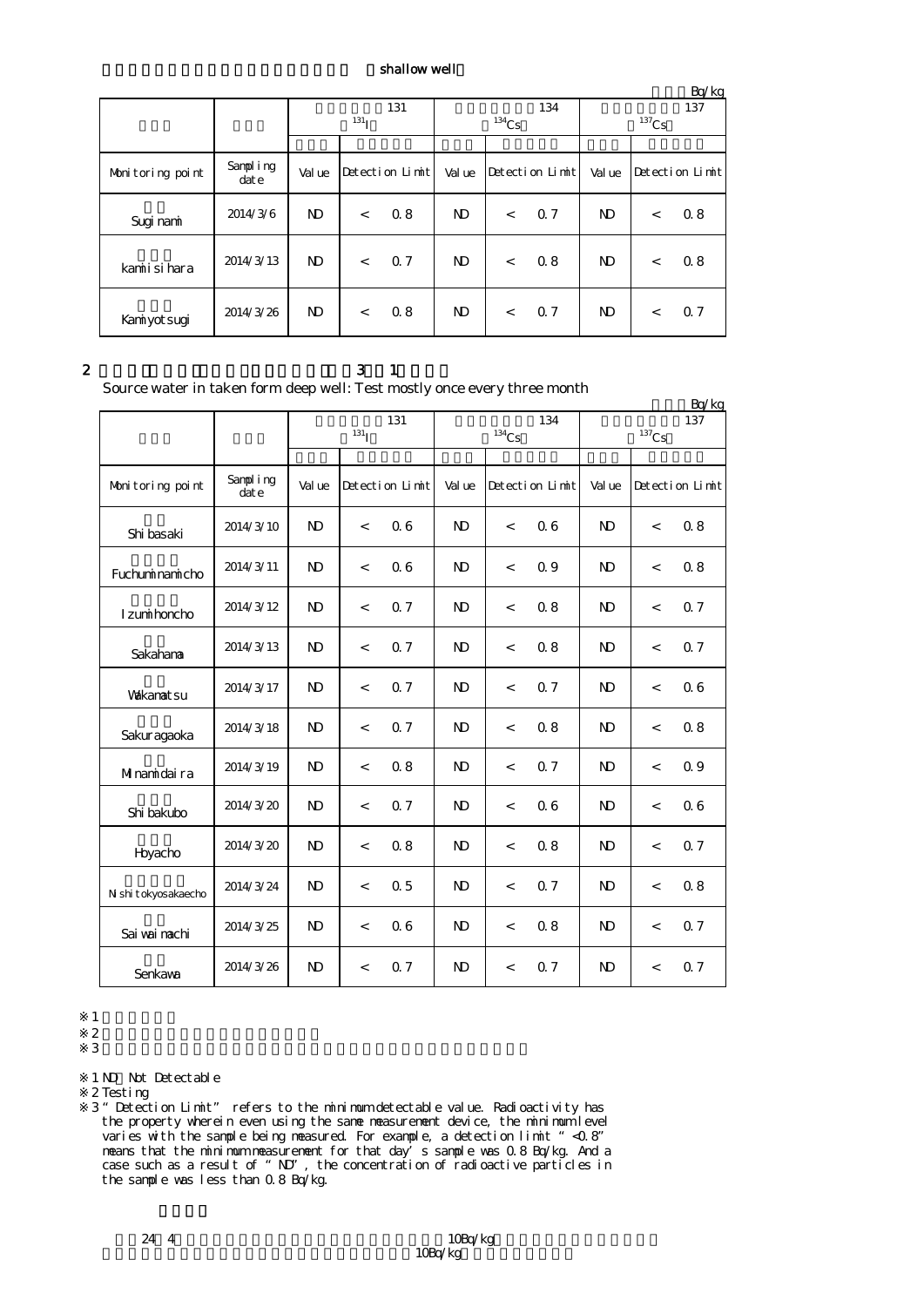shallow well

Bq/kg

| | | 131 ($^{131}$I) | | | 134 ($^{134}$Cs) | | | 137 ($^{137}$Cs) | | |
|---|---|---|---|---|---|---|---|---|---|---|
| Monitoring point | Sampling date | Value | Detection Limit | | Value | Detection Limit | | Value | Detection Limit | |
| Suginami | 2014/3/6 | ND | < | 0.8 | ND | < | 0.7 | ND | < | 0.8 |
| kamiisihara | 2014/3/13 | ND | < | 0.7 | ND | < | 0.8 | ND | < | 0.8 |
| Kamiyotsugi | 2014/3/26 | ND | < | 0.8 | ND | < | 0.7 | ND | < | 0.7 |

2 3 1

Source water in taken form deep well: Test mostly once every three month

Bq/kg

| | | 131 ($^{131}$I) | | | 134 ($^{134}$Cs) | | | 137 ($^{137}$Cs) | | |
|---|---|---|---|---|---|---|---|---|---|---|
| Monitoring point | Sampling date | Value | Detection Limit | | Value | Detection Limit | | Value | Detection Limit | |
| Shibasaki | 2014/3/10 | ND | < | 0.6 | ND | < | 0.6 | ND | < | 0.8 |
| Fuchuminamicho | 2014/3/11 | ND | < | 0.6 | ND | < | 0.9 | ND | < | 0.8 |
| Izumihoncho | 2014/3/12 | ND | < | 0.7 | ND | < | 0.8 | ND | < | 0.7 |
| Sakahama | 2014/3/13 | ND | < | 0.7 | ND | < | 0.8 | ND | < | 0.7 |
| Wakamatsu | 2014/3/17 | ND | < | 0.7 | ND | < | 0.7 | ND | < | 0.6 |
| Sakuragaoka | 2014/3/18 | ND | < | 0.7 | ND | < | 0.8 | ND | < | 0.8 |
| Minamidaira | 2014/3/19 | ND | < | 0.8 | ND | < | 0.7 | ND | < | 0.9 |
| Shibakubo | 2014/3/20 | ND | < | 0.7 | ND | < | 0.6 | ND | < | 0.6 |
| Hoyacho | 2014/3/20 | ND | < | 0.8 | ND | < | 0.8 | ND | < | 0.7 |
| Nishitokyosakaecho | 2014/3/24 | ND | < | 0.5 | ND | < | 0.7 | ND | < | 0.8 |
| Saiwaimachi | 2014/3/25 | ND | < | 0.6 | ND | < | 0.8 | ND | < | 0.7 |
| Senkawa | 2014/3/26 | ND | < | 0.7 | ND | < | 0.7 | ND | < | 0.7 |

※1
※2
※3

※1 ND: Not Detectable
※2 Testing
※3 "Detection Limit" refers to the minimum detectable value. Radioactivity has the property wherein even using the same measurement device, the minimum level varies with the sample being measured. For example, a detection limit "<0.8" means that the minimum measurement for that day's sample was 0.8 Bq/kg. And a case such as a result of "ND", the concentration of radioactive particles in the sample was less than 0.8 Bq/kg.

24 4 10Bq/kg
10Bq/kg